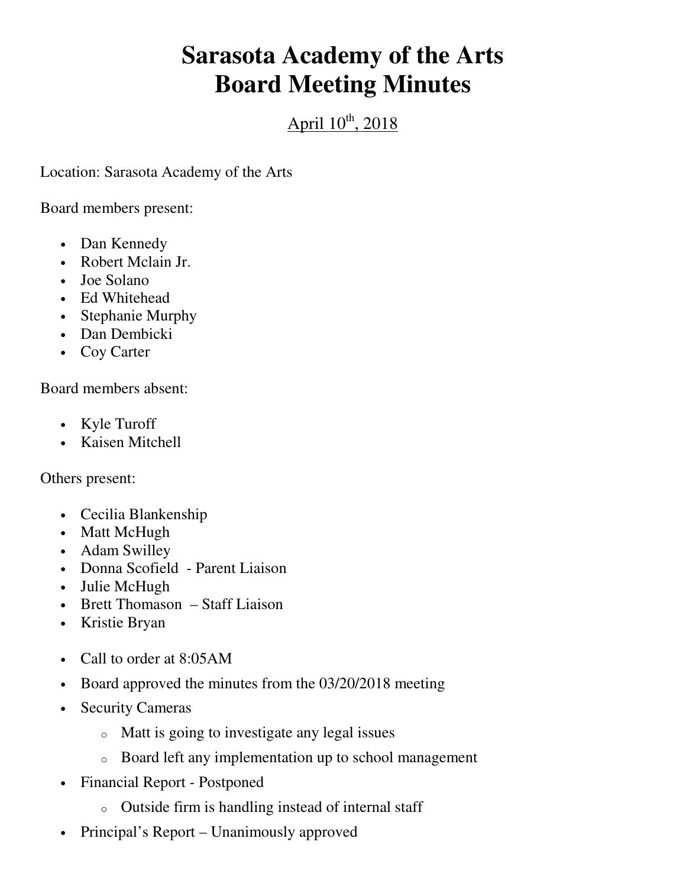# Sarasota Academy of the Arts
# Board Meeting Minutes

April 10th, 2018

Location: Sarasota Academy of the Arts

Board members present:

- Dan Kennedy
- Robert Mclain Jr.
- Joe Solano
- Ed Whitehead
- Stephanie Murphy
- Dan Dembicki
- Coy Carter

Board members absent:

- Kyle Turoff
- Kaisen Mitchell

Others present:

- Cecilia Blankenship
- Matt McHugh
- Adam Swilley
- Donna Scofield - Parent Liaison
- Julie McHugh
- Brett Thomason – Staff Liaison
- Kristie Bryan

- Call to order at 8:05AM
- Board approved the minutes from the 03/20/2018 meeting
- Security Cameras
  - Matt is going to investigate any legal issues
  - Board left any implementation up to school management
- Financial Report - Postponed
  - Outside firm is handling instead of internal staff
- Principal's Report – Unanimously approved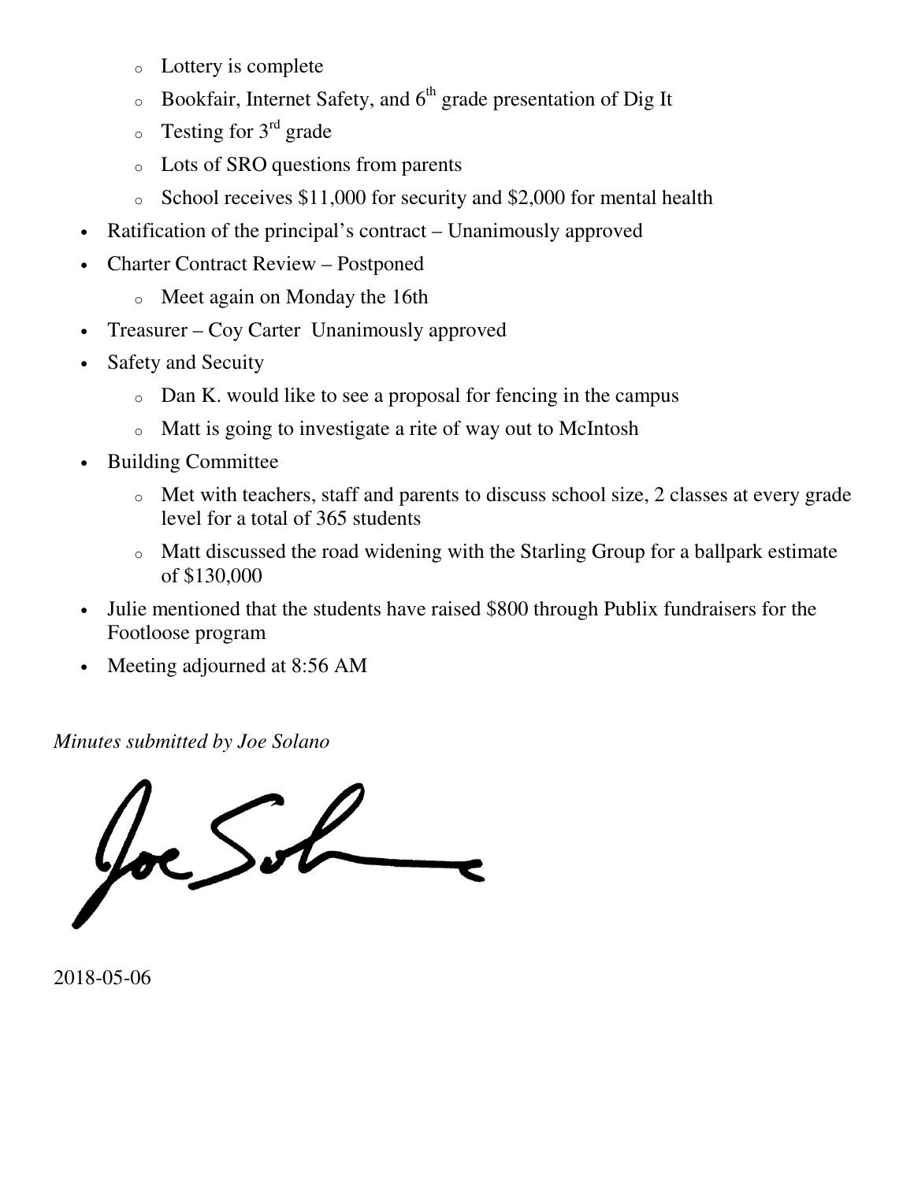- Lottery is complete
  - Bookfair, Internet Safety, and 6th grade presentation of Dig It
  - Testing for 3rd grade
  - Lots of SRO questions from parents
  - School receives $11,000 for security and $2,000 for mental health
- Ratification of the principal's contract – Unanimously approved
- Charter Contract Review – Postponed
  - Meet again on Monday the 16th
- Treasurer – Coy Carter Unanimously approved
- Safety and Secuity
  - Dan K. would like to see a proposal for fencing in the campus
  - Matt is going to investigate a rite of way out to McIntosh
- Building Committee
  - Met with teachers, staff and parents to discuss school size, 2 classes at every grade level for a total of 365 students
  - Matt discussed the road widening with the Starling Group for a ballpark estimate of $130,000
- Julie mentioned that the students have raised $800 through Publix fundraisers for the Footloose program
- Meeting adjourned at 8:56 AM

*Minutes submitted by Joe Solano*

2018-05-06